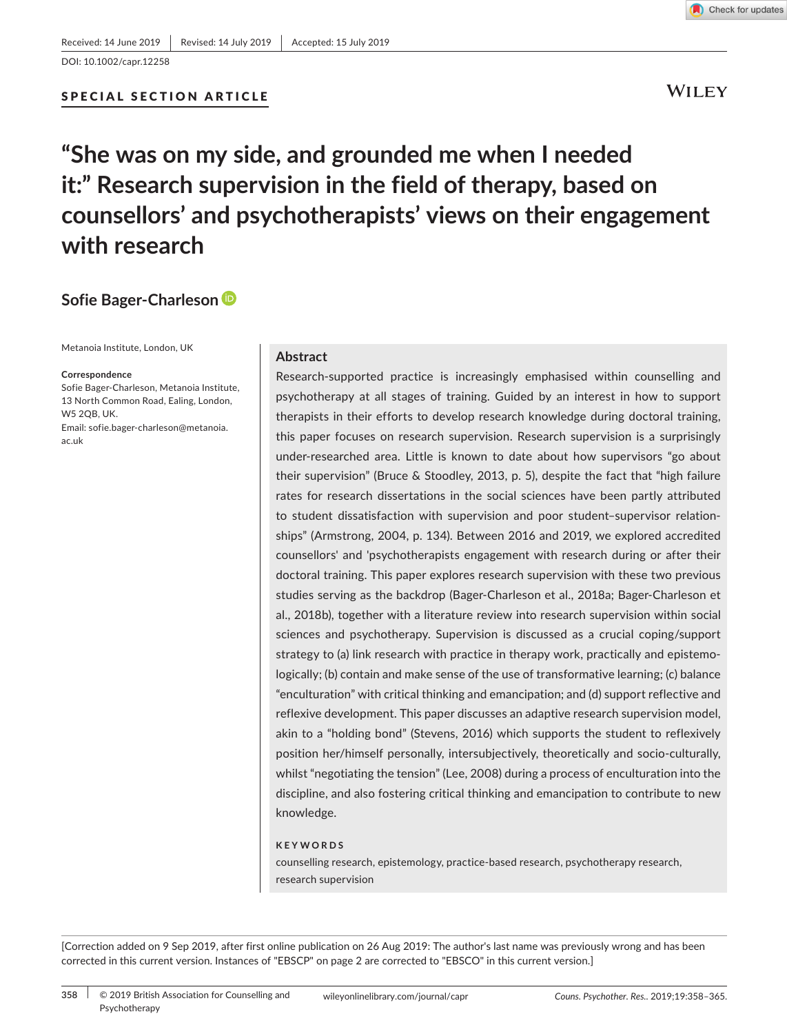Received: 14 June 2019 | Revised: 14 July 2019 | Accepted: 15 July 2019

DOI: 10.1002/capr.12258

**SPECIAL SECTION ARTICLE**

# "She was on my side, and grounded me when I needed it:" Research supervision in the field of therapy, based on counsellors' and psychotherapists' views on their engagement with research

**Sofie Bager-Charleson**

Metanoia Institute, London, UK

**Correspondence**
Sofie Bager-Charleson, Metanoia Institute, 13 North Common Road, Ealing, London, W5 2QB, UK.
Email: sofie.bager-charleson@metanoia.ac.uk

## Abstract

Research-supported practice is increasingly emphasised within counselling and psychotherapy at all stages of training. Guided by an interest in how to support therapists in their efforts to develop research knowledge during doctoral training, this paper focuses on research supervision. Research supervision is a surprisingly under-researched area. Little is known to date about how supervisors "go about their supervision" (Bruce & Stoodley, 2013, p. 5), despite the fact that "high failure rates for research dissertations in the social sciences have been partly attributed to student dissatisfaction with supervision and poor student–supervisor relationships" (Armstrong, 2004, p. 134). Between 2016 and 2019, we explored accredited counsellors' and 'psychotherapists engagement with research during or after their doctoral training. This paper explores research supervision with these two previous studies serving as the backdrop (Bager-Charleson et al., 2018a; Bager-Charleson et al., 2018b), together with a literature review into research supervision within social sciences and psychotherapy. Supervision is discussed as a crucial coping/support strategy to (a) link research with practice in therapy work, practically and epistemologically; (b) contain and make sense of the use of transformative learning; (c) balance "enculturation" with critical thinking and emancipation; and (d) support reflective and reflexive development. This paper discusses an adaptive research supervision model, akin to a "holding bond" (Stevens, 2016) which supports the student to reflexively position her/himself personally, intersubjectively, theoretically and socio-culturally, whilst "negotiating the tension" (Lee, 2008) during a process of enculturation into the discipline, and also fostering critical thinking and emancipation to contribute to new knowledge.

**KEYWORDS**

counselling research, epistemology, practice-based research, psychotherapy research, research supervision

[Correction added on 9 Sep 2019, after first online publication on 26 Aug 2019: The author's last name was previously wrong and has been corrected in this current version. Instances of "EBSCP" on page 2 are corrected to "EBSCO" in this current version.]

© 2019 British Association for Counselling and Psychotherapy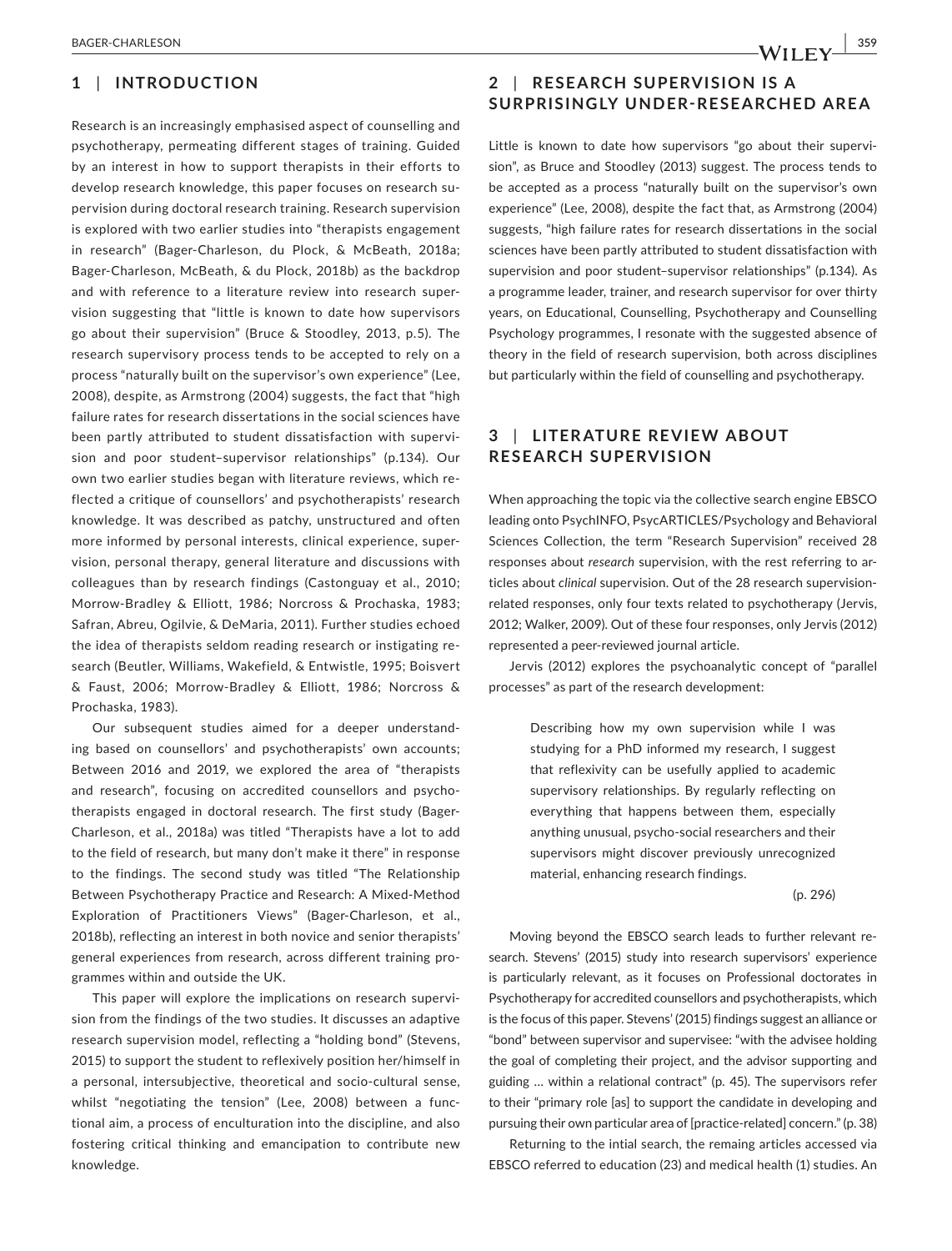## 1 | INTRODUCTION

Research is an increasingly emphasised aspect of counselling and psychotherapy, permeating different stages of training. Guided by an interest in how to support therapists in their efforts to develop research knowledge, this paper focuses on research supervision during doctoral research training. Research supervision is explored with two earlier studies into "therapists engagement in research" (Bager-Charleson, du Plock, & McBeath, 2018a; Bager-Charleson, McBeath, & du Plock, 2018b) as the backdrop and with reference to a literature review into research supervision suggesting that "little is known to date how supervisors go about their supervision" (Bruce & Stoodley, 2013, p.5). The research supervisory process tends to be accepted to rely on a process "naturally built on the supervisor's own experience" (Lee, 2008), despite, as Armstrong (2004) suggests, the fact that "high failure rates for research dissertations in the social sciences have been partly attributed to student dissatisfaction with supervision and poor student–supervisor relationships" (p.134). Our own two earlier studies began with literature reviews, which reflected a critique of counsellors' and psychotherapists' research knowledge. It was described as patchy, unstructured and often more informed by personal interests, clinical experience, supervision, personal therapy, general literature and discussions with colleagues than by research findings (Castonguay et al., 2010; Morrow-Bradley & Elliott, 1986; Norcross & Prochaska, 1983; Safran, Abreu, Ogilvie, & DeMaria, 2011). Further studies echoed the idea of therapists seldom reading research or instigating research (Beutler, Williams, Wakefield, & Entwistle, 1995; Boisvert & Faust, 2006; Morrow-Bradley & Elliott, 1986; Norcross & Prochaska, 1983).

Our subsequent studies aimed for a deeper understanding based on counsellors' and psychotherapists' own accounts; Between 2016 and 2019, we explored the area of "therapists and research", focusing on accredited counsellors and psychotherapists engaged in doctoral research. The first study (Bager-Charleson, et al., 2018a) was titled "Therapists have a lot to add to the field of research, but many don't make it there" in response to the findings. The second study was titled "The Relationship Between Psychotherapy Practice and Research: A Mixed-Method Exploration of Practitioners Views" (Bager-Charleson, et al., 2018b), reflecting an interest in both novice and senior therapists' general experiences from research, across different training programmes within and outside the UK.

This paper will explore the implications on research supervision from the findings of the two studies. It discusses an adaptive research supervision model, reflecting a "holding bond" (Stevens, 2015) to support the student to reflexively position her/himself in a personal, intersubjective, theoretical and socio-cultural sense, whilst "negotiating the tension" (Lee, 2008) between a functional aim, a process of enculturation into the discipline, and also fostering critical thinking and emancipation to contribute new knowledge.

## 2 | RESEARCH SUPERVISION IS A SURPRISINGLY UNDER-RESEARCHED AREA

Little is known to date how supervisors "go about their supervision", as Bruce and Stoodley (2013) suggest. The process tends to be accepted as a process "naturally built on the supervisor's own experience" (Lee, 2008), despite the fact that, as Armstrong (2004) suggests, "high failure rates for research dissertations in the social sciences have been partly attributed to student dissatisfaction with supervision and poor student–supervisor relationships" (p.134). As a programme leader, trainer, and research supervisor for over thirty years, on Educational, Counselling, Psychotherapy and Counselling Psychology programmes, I resonate with the suggested absence of theory in the field of research supervision, both across disciplines but particularly within the field of counselling and psychotherapy.

## 3 | LITERATURE REVIEW ABOUT RESEARCH SUPERVISION

When approaching the topic via the collective search engine EBSCO leading onto PsychINFO, PsycARTICLES/Psychology and Behavioral Sciences Collection, the term "Research Supervision" received 28 responses about *research* supervision, with the rest referring to articles about *clinical* supervision. Out of the 28 research supervision-related responses, only four texts related to psychotherapy (Jervis, 2012; Walker, 2009). Out of these four responses, only Jervis (2012) represented a peer-reviewed journal article.

Jervis (2012) explores the psychoanalytic concept of "parallel processes" as part of the research development:

> Describing how my own supervision while I was studying for a PhD informed my research, I suggest that reflexivity can be usefully applied to academic supervisory relationships. By regularly reflecting on everything that happens between them, especially anything unusual, psycho-social researchers and their supervisors might discover previously unrecognized material, enhancing research findings.
>
> (p. 296)

Moving beyond the EBSCO search leads to further relevant research. Stevens' (2015) study into research supervisors' experience is particularly relevant, as it focuses on Professional doctorates in Psychotherapy for accredited counsellors and psychotherapists, which is the focus of this paper. Stevens' (2015) findings suggest an alliance or "bond" between supervisor and supervisee: "with the advisee holding the goal of completing their project, and the advisor supporting and guiding … within a relational contract" (p. 45). The supervisors refer to their "primary role [as] to support the candidate in developing and pursuing their own particular area of [practice-related] concern." (p. 38)

Returning to the intial search, the remaing articles accessed via EBSCO referred to education (23) and medical health (1) studies. An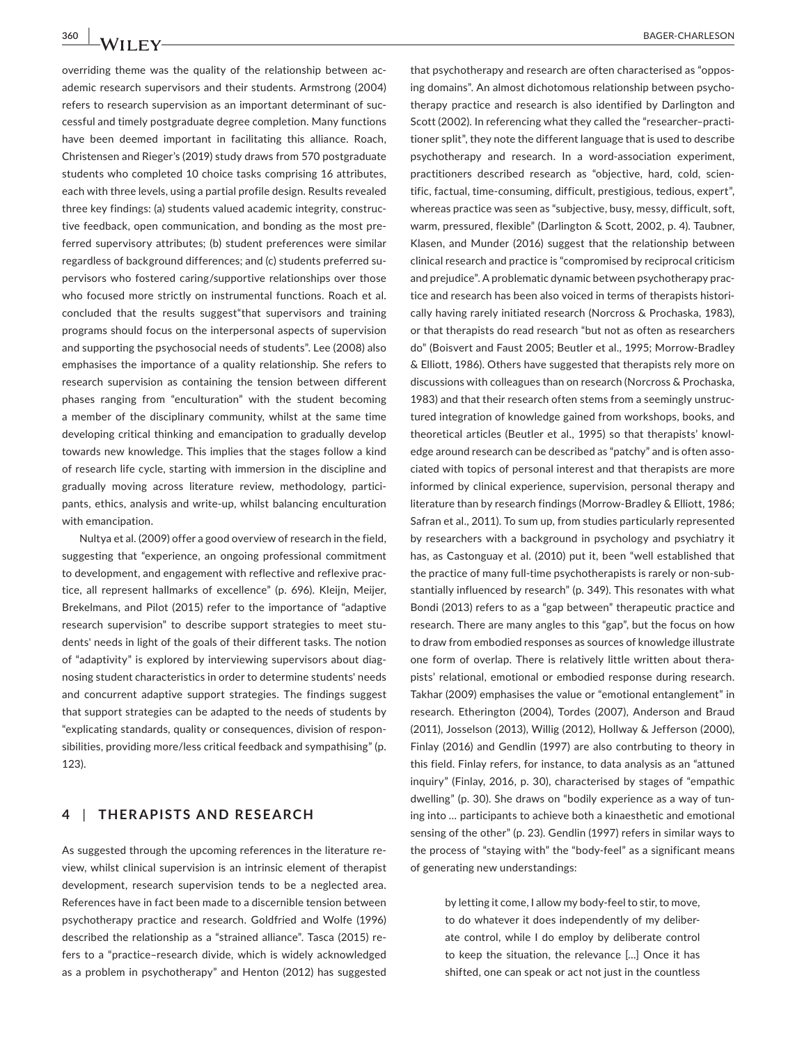overriding theme was the quality of the relationship between academic research supervisors and their students. Armstrong (2004) refers to research supervision as an important determinant of successful and timely postgraduate degree completion. Many functions have been deemed important in facilitating this alliance. Roach, Christensen and Rieger's (2019) study draws from 570 postgraduate students who completed 10 choice tasks comprising 16 attributes, each with three levels, using a partial profile design. Results revealed three key findings: (a) students valued academic integrity, constructive feedback, open communication, and bonding as the most preferred supervisory attributes; (b) student preferences were similar regardless of background differences; and (c) students preferred supervisors who fostered caring/supportive relationships over those who focused more strictly on instrumental functions. Roach et al. concluded that the results suggest"that supervisors and training programs should focus on the interpersonal aspects of supervision and supporting the psychosocial needs of students". Lee (2008) also emphasises the importance of a quality relationship. She refers to research supervision as containing the tension between different phases ranging from "enculturation" with the student becoming a member of the disciplinary community, whilst at the same time developing critical thinking and emancipation to gradually develop towards new knowledge. This implies that the stages follow a kind of research life cycle, starting with immersion in the discipline and gradually moving across literature review, methodology, participants, ethics, analysis and write-up, whilst balancing enculturation with emancipation.

Nultya et al. (2009) offer a good overview of research in the field, suggesting that "experience, an ongoing professional commitment to development, and engagement with reflective and reflexive practice, all represent hallmarks of excellence" (p. 696). Kleijn, Meijer, Brekelmans, and Pilot (2015) refer to the importance of "adaptive research supervision" to describe support strategies to meet students' needs in light of the goals of their different tasks. The notion of "adaptivity" is explored by interviewing supervisors about diagnosing student characteristics in order to determine students' needs and concurrent adaptive support strategies. The findings suggest that support strategies can be adapted to the needs of students by "explicating standards, quality or consequences, division of responsibilities, providing more/less critical feedback and sympathising" (p. 123).

## 4 | THERAPISTS AND RESEARCH

As suggested through the upcoming references in the literature review, whilst clinical supervision is an intrinsic element of therapist development, research supervision tends to be a neglected area. References have in fact been made to a discernible tension between psychotherapy practice and research. Goldfried and Wolfe (1996) described the relationship as a "strained alliance". Tasca (2015) refers to a "practice–research divide, which is widely acknowledged as a problem in psychotherapy" and Henton (2012) has suggested that psychotherapy and research are often characterised as "opposing domains". An almost dichotomous relationship between psychotherapy practice and research is also identified by Darlington and Scott (2002). In referencing what they called the "researcher–practitioner split", they note the different language that is used to describe psychotherapy and research. In a word-association experiment, practitioners described research as "objective, hard, cold, scientific, factual, time-consuming, difficult, prestigious, tedious, expert", whereas practice was seen as "subjective, busy, messy, difficult, soft, warm, pressured, flexible" (Darlington & Scott, 2002, p. 4). Taubner, Klasen, and Munder (2016) suggest that the relationship between clinical research and practice is "compromised by reciprocal criticism and prejudice". A problematic dynamic between psychotherapy practice and research has been also voiced in terms of therapists historically having rarely initiated research (Norcross & Prochaska, 1983), or that therapists do read research "but not as often as researchers do" (Boisvert and Faust 2005; Beutler et al., 1995; Morrow-Bradley & Elliott, 1986). Others have suggested that therapists rely more on discussions with colleagues than on research (Norcross & Prochaska, 1983) and that their research often stems from a seemingly unstructured integration of knowledge gained from workshops, books, and theoretical articles (Beutler et al., 1995) so that therapists' knowledge around research can be described as "patchy" and is often associated with topics of personal interest and that therapists are more informed by clinical experience, supervision, personal therapy and literature than by research findings (Morrow-Bradley & Elliott, 1986; Safran et al., 2011). To sum up, from studies particularly represented by researchers with a background in psychology and psychiatry it has, as Castonguay et al. (2010) put it, been "well established that the practice of many full-time psychotherapists is rarely or non-substantially influenced by research" (p. 349). This resonates with what Bondi (2013) refers to as a "gap between" therapeutic practice and research. There are many angles to this "gap", but the focus on how to draw from embodied responses as sources of knowledge illustrate one form of overlap. There is relatively little written about therapists' relational, emotional or embodied response during research. Takhar (2009) emphasises the value or "emotional entanglement" in research. Etherington (2004), Tordes (2007), Anderson and Braud (2011), Josselson (2013), Willig (2012), Hollway & Jefferson (2000), Finlay (2016) and Gendlin (1997) are also contrbuting to theory in this field. Finlay refers, for instance, to data analysis as an "attuned inquiry" (Finlay, 2016, p. 30), characterised by stages of "empathic dwelling" (p. 30). She draws on "bodily experience as a way of tuning into … participants to achieve both a kinaesthetic and emotional sensing of the other" (p. 23). Gendlin (1997) refers in similar ways to the process of "staying with" the "body-feel" as a significant means of generating new understandings:

> by letting it come, I allow my body-feel to stir, to move, to do whatever it does independently of my deliberate control, while I do employ by deliberate control to keep the situation, the relevance […] Once it has shifted, one can speak or act not just in the countless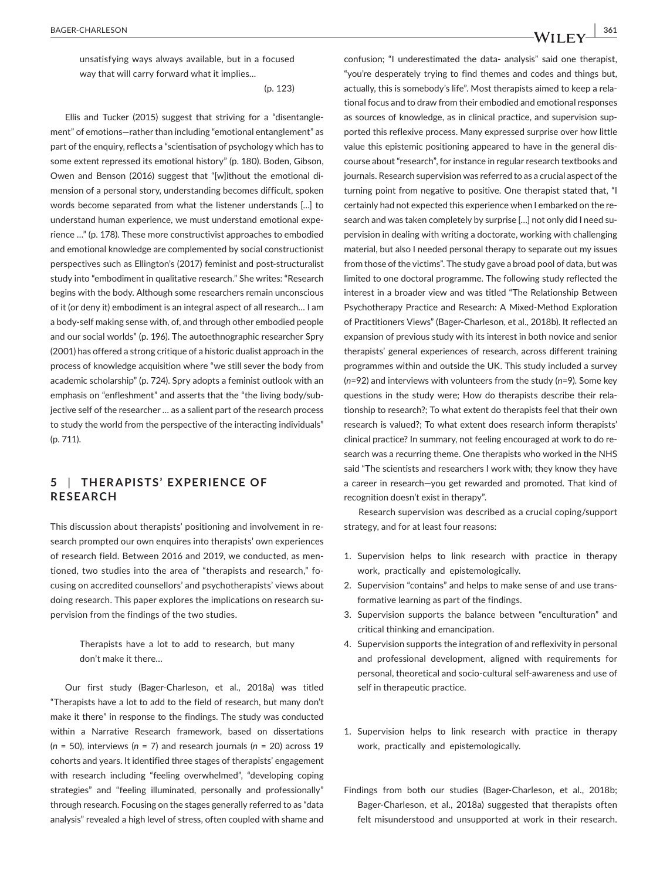> unsatisfying ways always available, but in a focused way that will carry forward what it implies…
>
> (p. 123)

Ellis and Tucker (2015) suggest that striving for a "disentanglement" of emotions—rather than including "emotional entanglement" as part of the enquiry, reflects a "scientisation of psychology which has to some extent repressed its emotional history" (p. 180). Boden, Gibson, Owen and Benson (2016) suggest that "[w]ithout the emotional dimension of a personal story, understanding becomes difficult, spoken words become separated from what the listener understands […] to understand human experience, we must understand emotional experience …" (p. 178). These more constructivist approaches to embodied and emotional knowledge are complemented by social constructionist perspectives such as Ellington's (2017) feminist and post-structuralist study into "embodiment in qualitative research." She writes: "Research begins with the body. Although some researchers remain unconscious of it (or deny it) embodiment is an integral aspect of all research… I am a body-self making sense with, of, and through other embodied people and our social worlds" (p. 196). The autoethnographic researcher Spry (2001) has offered a strong critique of a historic dualist approach in the process of knowledge acquisition where "we still sever the body from academic scholarship" (p. 724). Spry adopts a feminist outlook with an emphasis on "enfleshment" and asserts that the "the living body/subjective self of the researcher … as a salient part of the research process to study the world from the perspective of the interacting individuals" (p. 711).

## 5 | THERAPISTS' EXPERIENCE OF RESEARCH

This discussion about therapists' positioning and involvement in research prompted our own enquires into therapists' own experiences of research field. Between 2016 and 2019, we conducted, as mentioned, two studies into the area of "therapists and research," focusing on accredited counsellors' and psychotherapists' views about doing research. This paper explores the implications on research supervision from the findings of the two studies.

> Therapists have a lot to add to research, but many don't make it there…

Our first study (Bager-Charleson, et al., 2018a) was titled "Therapists have a lot to add to the field of research, but many don't make it there" in response to the findings. The study was conducted within a Narrative Research framework, based on dissertations ($n$ = 50), interviews ($n$ = 7) and research journals ($n$ = 20) across 19 cohorts and years. It identified three stages of therapists' engagement with research including "feeling overwhelmed", "developing coping strategies" and "feeling illuminated, personally and professionally" through research. Focusing on the stages generally referred to as "data analysis" revealed a high level of stress, often coupled with shame and confusion; "I underestimated the data- analysis" said one therapist, "you're desperately trying to find themes and codes and things but, actually, this is somebody's life". Most therapists aimed to keep a relational focus and to draw from their embodied and emotional responses as sources of knowledge, as in clinical practice, and supervision supported this reflexive process. Many expressed surprise over how little value this epistemic positioning appeared to have in the general discourse about "research", for instance in regular research textbooks and journals. Research supervision was referred to as a crucial aspect of the turning point from negative to positive. One therapist stated that, "I certainly had not expected this experience when I embarked on the research and was taken completely by surprise […] not only did I need supervision in dealing with writing a doctorate, working with challenging material, but also I needed personal therapy to separate out my issues from those of the victims". The study gave a broad pool of data, but was limited to one doctoral programme. The following study reflected the interest in a broader view and was titled "The Relationship Between Psychotherapy Practice and Research: A Mixed-Method Exploration of Practitioners Views" (Bager-Charleson, et al., 2018b). It reflected an expansion of previous study with its interest in both novice and senior therapists' general experiences of research, across different training programmes within and outside the UK. This study included a survey ($n$=92) and interviews with volunteers from the study ($n$=9). Some key questions in the study were; How do therapists describe their relationship to research?; To what extent do therapists feel that their own research is valued?; To what extent does research inform therapists' clinical practice? In summary, not feeling encouraged at work to do research was a recurring theme. One therapists who worked in the NHS said "The scientists and researchers I work with; they know they have a career in research—you get rewarded and promoted. That kind of recognition doesn't exist in therapy".

Research supervision was described as a crucial coping/support strategy, and for at least four reasons:

1. Supervision helps to link research with practice in therapy work, practically and epistemologically.
2. Supervision "contains" and helps to make sense of and use transformative learning as part of the findings.
3. Supervision supports the balance between "enculturation" and critical thinking and emancipation.
4. Supervision supports the integration of and reflexivity in personal and professional development, aligned with requirements for personal, theoretical and socio-cultural self-awareness and use of self in therapeutic practice.

1. Supervision helps to link research with practice in therapy work, practically and epistemologically.

Findings from both our studies (Bager-Charleson, et al., 2018b; Bager-Charleson, et al., 2018a) suggested that therapists often felt misunderstood and unsupported at work in their research.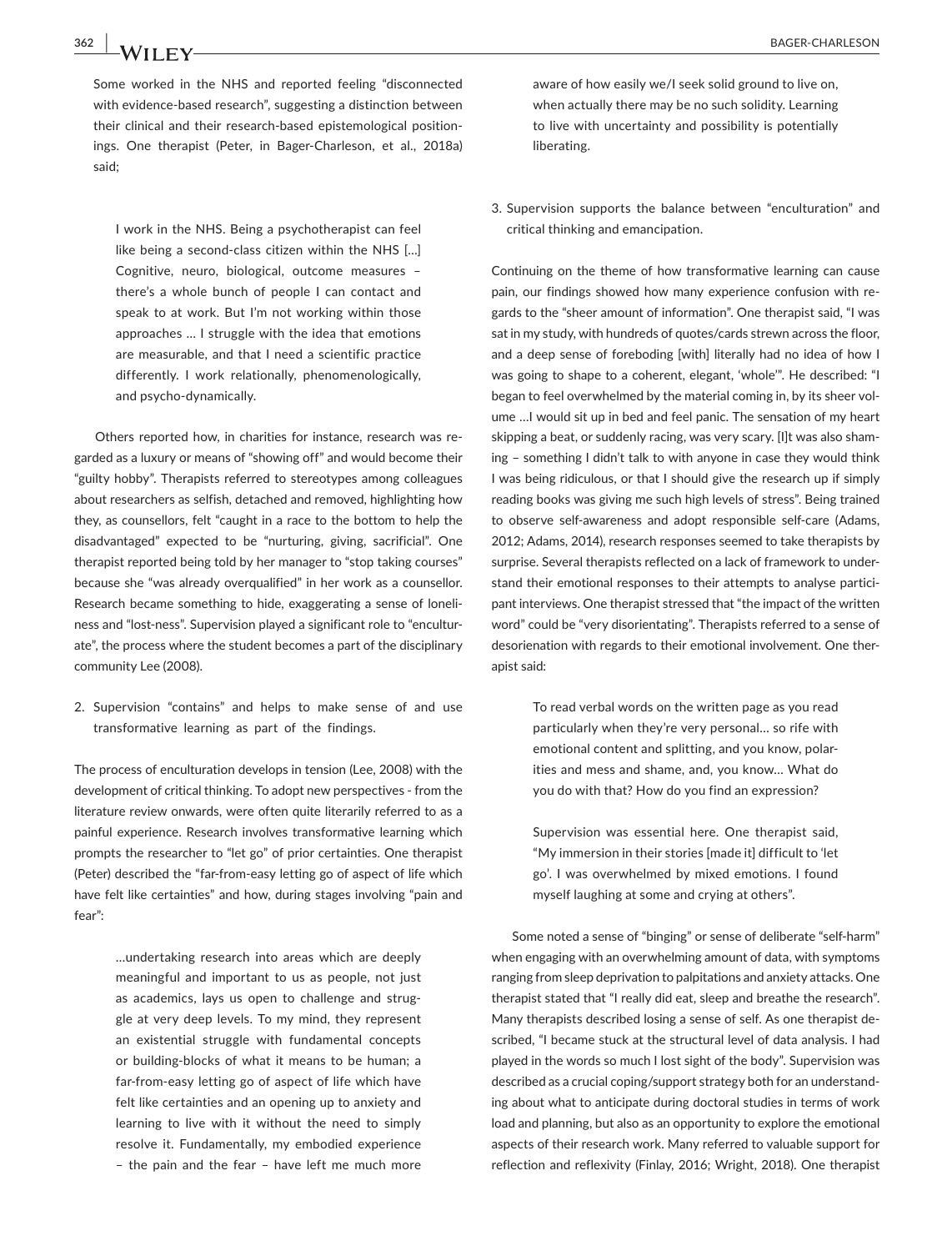Some worked in the NHS and reported feeling "disconnected with evidence-based research", suggesting a distinction between their clinical and their research-based epistemological positionings. One therapist (Peter, in Bager-Charleson, et al., 2018a) said;

> I work in the NHS. Being a psychotherapist can feel like being a second-class citizen within the NHS [...] Cognitive, neuro, biological, outcome measures – there's a whole bunch of people I can contact and speak to at work. But I'm not working within those approaches … I struggle with the idea that emotions are measurable, and that I need a scientific practice differently. I work relationally, phenomenologically, and psycho-dynamically.

Others reported how, in charities for instance, research was regarded as a luxury or means of "showing off" and would become their "guilty hobby". Therapists referred to stereotypes among colleagues about researchers as selfish, detached and removed, highlighting how they, as counsellors, felt "caught in a race to the bottom to help the disadvantaged" expected to be "nurturing, giving, sacrificial". One therapist reported being told by her manager to "stop taking courses" because she "was already overqualified" in her work as a counsellor. Research became something to hide, exaggerating a sense of loneliness and "lost-ness". Supervision played a significant role to "enculturate", the process where the student becomes a part of the disciplinary community Lee (2008).

2. Supervision "contains" and helps to make sense of and use transformative learning as part of the findings.

The process of enculturation develops in tension (Lee, 2008) with the development of critical thinking. To adopt new perspectives - from the literature review onwards, were often quite literarily referred to as a painful experience. Research involves transformative learning which prompts the researcher to "let go" of prior certainties. One therapist (Peter) described the "far-from-easy letting go of aspect of life which have felt like certainties" and how, during stages involving "pain and fear":

> …undertaking research into areas which are deeply meaningful and important to us as people, not just as academics, lays us open to challenge and struggle at very deep levels. To my mind, they represent an existential struggle with fundamental concepts or building-blocks of what it means to be human; a far-from-easy letting go of aspect of life which have felt like certainties and an opening up to anxiety and learning to live with it without the need to simply resolve it. Fundamentally, my embodied experience – the pain and the fear – have left me much more aware of how easily we/I seek solid ground to live on, when actually there may be no such solidity. Learning to live with uncertainty and possibility is potentially liberating.

3. Supervision supports the balance between "enculturation" and critical thinking and emancipation.

Continuing on the theme of how transformative learning can cause pain, our findings showed how many experience confusion with regards to the "sheer amount of information". One therapist said, "I was sat in my study, with hundreds of quotes/cards strewn across the floor, and a deep sense of foreboding [with] literally had no idea of how I was going to shape to a coherent, elegant, 'whole'". He described: "I began to feel overwhelmed by the material coming in, by its sheer volume …I would sit up in bed and feel panic. The sensation of my heart skipping a beat, or suddenly racing, was very scary. [I]t was also shaming – something I didn't talk to with anyone in case they would think I was being ridiculous, or that I should give the research up if simply reading books was giving me such high levels of stress". Being trained to observe self-awareness and adopt responsible self-care (Adams, 2012; Adams, 2014), research responses seemed to take therapists by surprise. Several therapists reflected on a lack of framework to understand their emotional responses to their attempts to analyse participant interviews. One therapist stressed that "the impact of the written word" could be "very disorientating". Therapists referred to a sense of desorienation with regards to their emotional involvement. One therapist said:

> To read verbal words on the written page as you read particularly when they're very personal… so rife with emotional content and splitting, and you know, polarities and mess and shame, and, you know… What do you do with that? How do you find an expression?
>
> Supervision was essential here. One therapist said, "My immersion in their stories [made it] difficult to 'let go'. I was overwhelmed by mixed emotions. I found myself laughing at some and crying at others".

Some noted a sense of "binging" or sense of deliberate "self-harm" when engaging with an overwhelming amount of data, with symptoms ranging from sleep deprivation to palpitations and anxiety attacks. One therapist stated that "I really did eat, sleep and breathe the research". Many therapists described losing a sense of self. As one therapist described, "I became stuck at the structural level of data analysis. I had played in the words so much I lost sight of the body". Supervision was described as a crucial coping/support strategy both for an understanding about what to anticipate during doctoral studies in terms of work load and planning, but also as an opportunity to explore the emotional aspects of their research work. Many referred to valuable support for reflection and reflexivity (Finlay, 2016; Wright, 2018). One therapist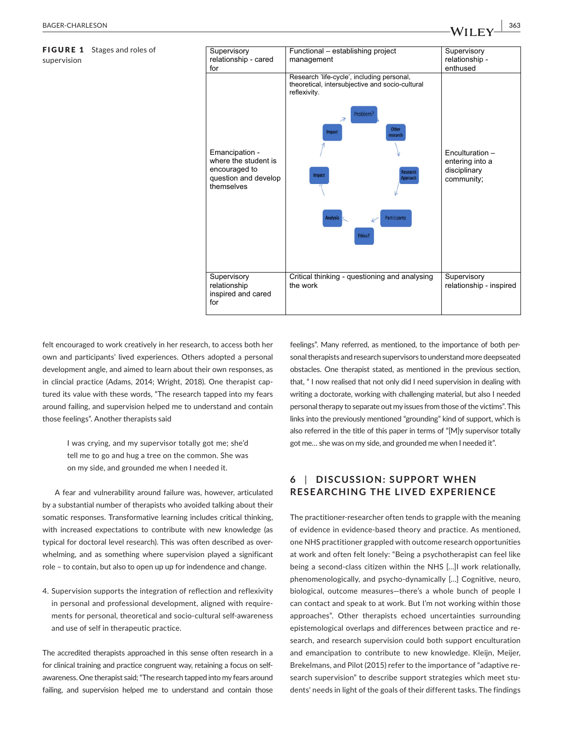**FIGURE 1** Stages and roles of supervision

| Supervisory relationship - cared for | Functional – establishing project management | Supervisory relationship - enthused |
|---|---|---|
| Emancipation - where the student is encouraged to question and develop themselves | Research 'life-cycle', including personal, theoretical, intersubjective and socio-cultural reflexivity. Problem? → Other research → Research Approach → Participants → Ethics? → Analysis → Impact → Impact | Enculturation – entering into a disciplinary community; |
| Supervisory relationship inspired and cared for | Critical thinking - questioning and analysing the work | Supervisory relationship - inspired |

felt encouraged to work creatively in her research, to access both her own and participants' lived experiences. Others adopted a personal development angle, and aimed to learn about their own responses, as in clincial practice (Adams, 2014; Wright, 2018). One therapist captured its value with these words, "The research tapped into my fears around failing, and supervision helped me to understand and contain those feelings". Another therapists said

> I was crying, and my supervisor totally got me; she'd tell me to go and hug a tree on the common. She was on my side, and grounded me when I needed it.

A fear and vulnerability around failure was, however, articulated by a substantial number of therapists who avoided talking about their somatic responses. Transformative learning includes critical thinking, with increased expectations to contribute with new knowledge (as typical for doctoral level research). This was often described as overwhelming, and as something where supervision played a significant role – to contain, but also to open up up for indendence and change.

4. Supervision supports the integration of reflection and reflexivity in personal and professional development, aligned with requirements for personal, theoretical and socio-cultural self-awareness and use of self in therapeutic practice.

The accredited therapists approached in this sense often research in a for clinical training and practice congruent way, retaining a focus on self-awareness. One therapist said; "The research tapped into my fears around failing, and supervision helped me to understand and contain those feelings". Many referred, as mentioned, to the importance of both personal therapists and research supervisors to understand more deepseated obstacles. One therapist stated, as mentioned in the previous section, that, " I now realised that not only did I need supervision in dealing with writing a doctorate, working with challenging material, but also I needed personal therapy to separate out my issues from those of the victims". This links into the previously mentioned "grounding" kind of support, which is also referred in the title of this paper in terms of "[M]y supervisor totally got me… she was on my side, and grounded me when I needed it".

## 6 | DISCUSSION: SUPPORT WHEN RESEARCHING THE LIVED EXPERIENCE

The practitioner-researcher often tends to grapple with the meaning of evidence in evidence-based theory and practice. As mentioned, one NHS practitioner grappled with outcome research opportunities at work and often felt lonely: "Being a psychotherapist can feel like being a second-class citizen within the NHS [...]I work relationally, phenomenologically, and psycho-dynamically [...] Cognitive, neuro, biological, outcome measures—there's a whole bunch of people I can contact and speak to at work. But I'm not working within those approaches". Other therapists echoed uncertainties surrounding epistemological overlaps and differences between practice and research, and research supervision could both support enculturation and emancipation to contribute to new knowledge. Kleijn, Meijer, Brekelmans, and Pilot (2015) refer to the importance of "adaptive research supervision" to describe support strategies which meet students' needs in light of the goals of their different tasks. The findings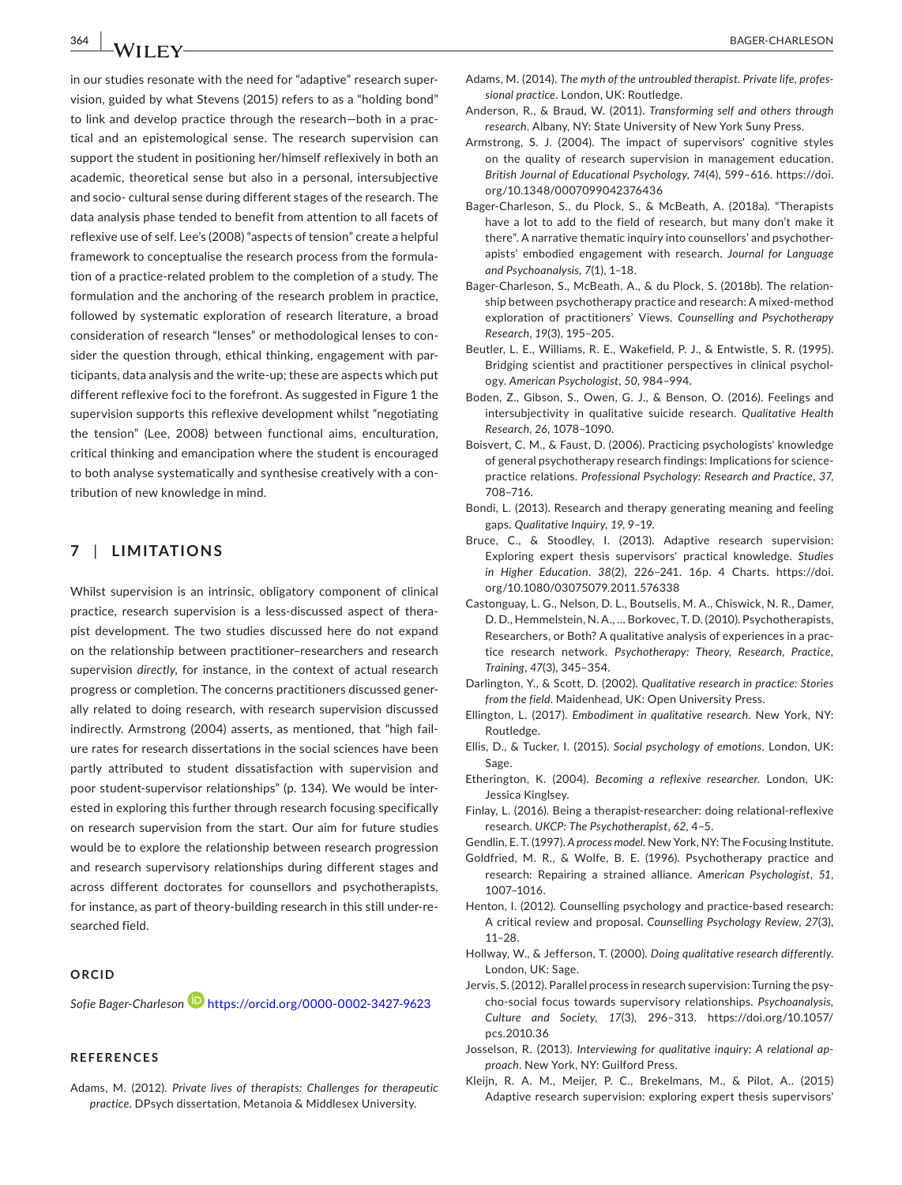in our studies resonate with the need for "adaptive" research supervision, guided by what Stevens (2015) refers to as a "holding bond" to link and develop practice through the research—both in a practical and an epistemological sense. The research supervision can support the student in positioning her/himself reflexively in both an academic, theoretical sense but also in a personal, intersubjective and socio- cultural sense during different stages of the research. The data analysis phase tended to benefit from attention to all facets of reflexive use of self. Lee's (2008) "aspects of tension" create a helpful framework to conceptualise the research process from the formulation of a practice-related problem to the completion of a study. The formulation and the anchoring of the research problem in practice, followed by systematic exploration of research literature, a broad consideration of research "lenses" or methodological lenses to consider the question through, ethical thinking, engagement with participants, data analysis and the write-up; these are aspects which put different reflexive foci to the forefront. As suggested in Figure 1 the supervision supports this reflexive development whilst "negotiating the tension" (Lee, 2008) between functional aims, enculturation, critical thinking and emancipation where the student is encouraged to both analyse systematically and synthesise creatively with a contribution of new knowledge in mind.

## 7 | LIMITATIONS

Whilst supervision is an intrinsic, obligatory component of clinical practice, research supervision is a less-discussed aspect of therapist development. The two studies discussed here do not expand on the relationship between practitioner–researchers and research supervision *directly*, for instance, in the context of actual research progress or completion. The concerns practitioners discussed generally related to doing research, with research supervision discussed indirectly. Armstrong (2004) asserts, as mentioned, that "high failure rates for research dissertations in the social sciences have been partly attributed to student dissatisfaction with supervision and poor student-supervisor relationships" (p. 134). We would be interested in exploring this further through research focusing specifically on research supervision from the start. Our aim for future studies would be to explore the relationship between research progression and research supervisory relationships during different stages and across different doctorates for counsellors and psychotherapists, for instance, as part of theory-building research in this still under-researched field.

### ORCID

*Sofie Bager-Charleson* https://orcid.org/0000-0002-3427-9623

### REFERENCES

Adams, M. (2012). *Private lives of therapists: Challenges for therapeutic practice*. DPsych dissertation, Metanoia & Middlesex University.

Adams, M. (2014). *The myth of the untroubled therapist. Private life, professional practice*. London, UK: Routledge.

Anderson, R., & Braud, W. (2011). *Transforming self and others through research*. Albany, NY: State University of New York Suny Press.

Armstrong, S. J. (2004). The impact of supervisors' cognitive styles on the quality of research supervision in management education. *British Journal of Educational Psychology*, *74*(4), 599–616. https://doi.org/10.1348/0007099042376436

Bager-Charleson, S., du Plock, S., & McBeath, A. (2018a). "Therapists have a lot to add to the field of research, but many don't make it there". A narrative thematic inquiry into counsellors' and psychotherapists' embodied engagement with research. *Journal for Language and Psychoanalysis*, *7*(1), 1–18.

Bager-Charleson, S., McBeath, A., & du Plock, S. (2018b). The relationship between psychotherapy practice and research: A mixed-method exploration of practitioners' Views. *Counselling and Psychotherapy Research*, *19*(3), 195–205.

Beutler, L. E., Williams, R. E., Wakefield, P. J., & Entwistle, S. R. (1995). Bridging scientist and practitioner perspectives in clinical psychology. *American Psychologist*, *50*, 984–994.

Boden, Z., Gibson, S., Owen, G. J., & Benson, O. (2016). Feelings and intersubjectivity in qualitative suicide research. *Qualitative Health Research*, *26*, 1078–1090.

Boisvert, C. M., & Faust, D. (2006). Practicing psychologists' knowledge of general psychotherapy research findings: Implications for science-practice relations. *Professional Psychology: Research and Practice*, *37*, 708–716.

Bondi, L. (2013). Research and therapy generating meaning and feeling gaps. *Qualitative Inquiry*, *19*, 9–19.

Bruce, C., & Stoodley, I. (2013). Adaptive research supervision: Exploring expert thesis supervisors' practical knowledge. *Studies in Higher Education*. *38*(2), 226–241. 16p. 4 Charts. https://doi.org/10.1080/03075079.2011.576338

Castonguay, L. G., Nelson, D. L., Boutselis, M. A., Chiswick, N. R., Damer, D. D., Hemmelstein, N. A., … Borkovec, T. D. (2010). Psychotherapists, Researchers, or Both? A qualitative analysis of experiences in a practice research network. *Psychotherapy: Theory, Research, Practice, Training*, *47*(3), 345–354.

Darlington, Y., & Scott, D. (2002). *Qualitative research in practice: Stories from the field*. Maidenhead, UK: Open University Press.

Ellington, L. (2017). *Embodiment in qualitative research*. New York, NY: Routledge.

Ellis, D., & Tucker, I. (2015). *Social psychology of emotions*. London, UK: Sage.

Etherington, K. (2004). *Becoming a reflexive researcher*. London, UK: Jessica Kinglsey.

Finlay, L. (2016). Being a therapist-researcher: doing relational-reflexive research. *UKCP: The Psychotherapist*, *62*, 4–5.

Gendlin, E. T. (1997). *A process model*. New York, NY: The Focusing Institute.

Goldfried, M. R., & Wolfe, B. E. (1996). Psychotherapy practice and research: Repairing a strained alliance. *American Psychologist*, *51*, 1007–1016.

Henton, I. (2012). Counselling psychology and practice-based research: A critical review and proposal. *Counselling Psychology Review*, *27*(3), 11–28.

Hollway, W., & Jefferson, T. (2000). *Doing qualitative research differently*. London, UK: Sage.

Jervis, S. (2012). Parallel process in research supervision: Turning the psycho-social focus towards supervisory relationships. *Psychoanalysis, Culture and Society*, *17*(3), 296–313. https://doi.org/10.1057/pcs.2010.36

Josselson, R. (2013). *Interviewing for qualitative inquiry: A relational approach*. New York, NY: Guilford Press.

Kleijn, R. A. M., Meijer, P. C., Brekelmans, M., & Pilot, A.. (2015) Adaptive research supervision: exploring expert thesis supervisors'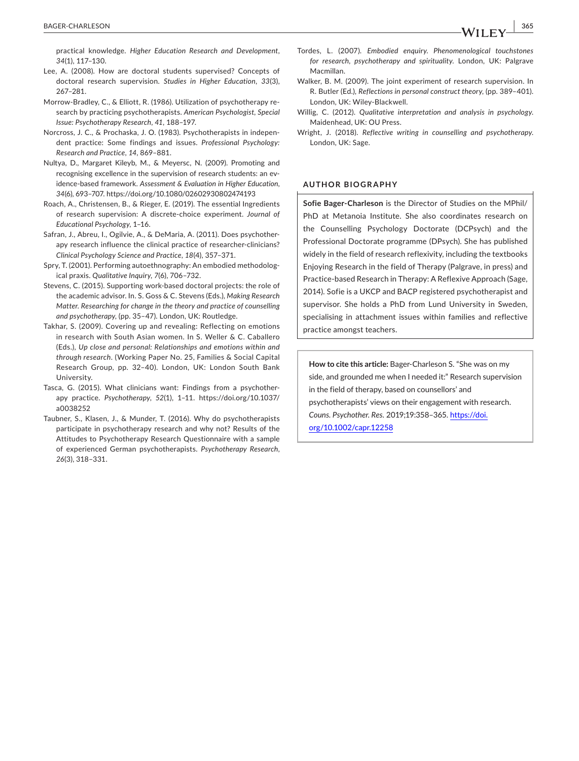practical knowledge. *Higher Education Research and Development*, *34*(1), 117–130.

Lee, A. (2008). How are doctoral students supervised? Concepts of doctoral research supervision. *Studies in Higher Education*, *33*(3), 267–281.

Morrow-Bradley, C., & Elliott, R. (1986). Utilization of psychotherapy research by practicing psychotherapists. *American Psychologist*, *Special Issue: Psychotherapy Research*, *41*, 188–197.

Norcross, J. C., & Prochaska, J. O. (1983). Psychotherapists in independent practice: Some findings and issues. *Professional Psychology: Research and Practice*, *14*, 869–881.

Nultya, D., Margaret Kileyb, M., & Meyersc, N. (2009). Promoting and recognising excellence in the supervision of research students: an evidence-based framework. *Assessment & Evaluation in Higher Education*, *34*(6), 693–707. https://doi.org/10.1080/02602930802474193

Roach, A., Christensen, B., & Rieger, E. (2019). The essential Ingredients of research supervision: A discrete-choice experiment. *Journal of Educational Psychology*, 1–16.

Safran, J., Abreu, I., Ogilvie, A., & DeMaria, A. (2011). Does psychotherapy research influence the clinical practice of researcher-clinicians? *Clinical Psychology Science and Practice*, *18*(4), 357–371.

Spry, T. (2001). Performing autoethnography: An embodied methodological praxis. *Qualitative Inquiry*, *7*(6), 706–732.

Stevens, C. (2015). Supporting work-based doctoral projects: the role of the academic advisor. In. S. Goss & C. Stevens (Eds.), *Making Research Matter. Researching for change in the theory and practice of counselling and psychotherapy*, (pp. 35–47). London, UK: Routledge.

Takhar, S. (2009). Covering up and revealing: Reflecting on emotions in research with South Asian women. In S. Weller & C. Caballero (Eds.), *Up close and personal: Relationships and emotions within and through research*. (Working Paper No. 25, Families & Social Capital Research Group, pp. 32–40). London, UK: London South Bank University.

Tasca, G. (2015). What clinicians want: Findings from a psychotherapy practice. *Psychotherapy*, *52*(1), 1–11. https://doi.org/10.1037/a0038252

Taubner, S., Klasen, J., & Munder, T. (2016). Why do psychotherapists participate in psychotherapy research and why not? Results of the Attitudes to Psychotherapy Research Questionnaire with a sample of experienced German psychotherapists. *Psychotherapy Research*, *26*(3), 318–331.

Tordes, L. (2007). *Embodied enquiry. Phenomenological touchstones for research, psychotherapy and spirituality*. London, UK: Palgrave Macmillan.

Walker, B. M. (2009). The joint experiment of research supervision. In R. Butler (Ed.), *Reflections in personal construct theory*, (pp. 389–401). London, UK: Wiley-Blackwell.

Willig, C. (2012). *Qualitative interpretation and analysis in psychology*. Maidenhead, UK: OU Press.

Wright, J. (2018). *Reflective writing in counselling and psychotherapy*. London, UK: Sage.

## AUTHOR BIOGRAPHY

**Sofie Bager-Charleson** is the Director of Studies on the MPhil/PhD at Metanoia Institute. She also coordinates research on the Counselling Psychology Doctorate (DCPsych) and the Professional Doctorate programme (DPsych). She has published widely in the field of research reflexivity, including the textbooks Enjoying Research in the field of Therapy (Palgrave, in press) and Practice-based Research in Therapy: A Reflexive Approach (Sage, 2014). Sofie is a UKCP and BACP registered psychotherapist and supervisor. She holds a PhD from Lund University in Sweden, specialising in attachment issues within families and reflective practice amongst teachers.

**How to cite this article:** Bager-Charleson S. "She was on my side, and grounded me when I needed it:" Research supervision in the field of therapy, based on counsellors' and psychotherapists' views on their engagement with research. *Couns. Psychother. Res.* 2019;19:358–365. https://doi.org/10.1002/capr.12258